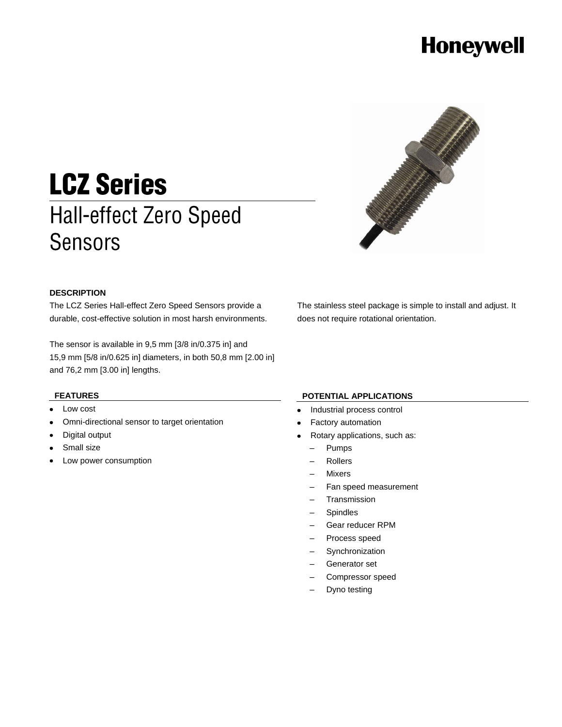Honeywell

# LCZ Series

## Hall-effect Zero Speed Sensors

### DESCRIPTION

The LCZ Series Hall-effect Zero Speed Sensors provide a durable, cost-effective solution in most harsh environments.

The sensor is available in 9,5 mm [3/8 in/0.375 in] and 15,9 mm [5/8 in/0.625 in] diameters, in both 50,8 mm [2.00 in] and 76,2 mm [3.00 in] lengths.

The stainless steel package is simple to install and adjust. It does not require rotational orientation.

### FEATURES

- Low cost
- Omni-directional sensor to target orientation
- Digital output
- Small size
- Low power consumption

### POTENTIAL APPLICATIONS

- Industrial process control
- Factory automation
- Rotary applications, such as:
  - Pumps
  - Rollers
  - Mixers
  - Fan speed measurement
  - Transmission
  - Spindles
  - Gear reducer RPM
  - Process speed
  - Synchronization
  - Generator set
  - Compressor speed
  - Dyno testing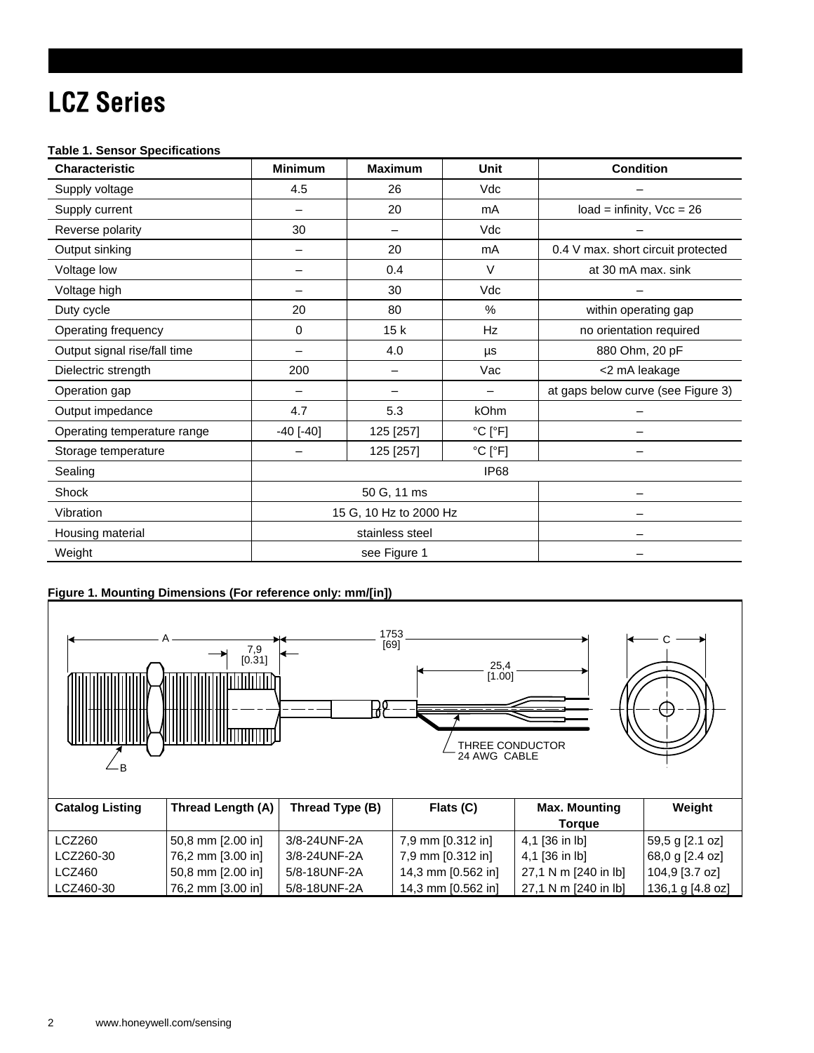# LCZ Series

**Table 1. Sensor Specifications**

| Characteristic | Minimum | Maximum | Unit | Condition |
|---|---|---|---|---|
| Supply voltage | 4.5 | 26 | Vdc | – |
| Supply current | – | 20 | mA | load = infinity, Vcc = 26 |
| Reverse polarity | 30 | – | Vdc | – |
| Output sinking | – | 20 | mA | 0.4 V max. short circuit protected |
| Voltage low | – | 0.4 | V | at 30 mA max. sink |
| Voltage high | – | 30 | Vdc | – |
| Duty cycle | 20 | 80 | % | within operating gap |
| Operating frequency | 0 | 15 k | Hz | no orientation required |
| Output signal rise/fall time | – | 4.0 | µs | 880 Ohm, 20 pF |
| Dielectric strength | 200 | – | Vac | <2 mA leakage |
| Operation gap | – | – | – | at gaps below curve (see Figure 3) |
| Output impedance | 4.7 | 5.3 | kOhm | – |
| Operating temperature range | -40 [-40] | 125 [257] | °C [°F] | – |
| Storage temperature | – | 125 [257] | °C [°F] | – |
| Sealing | IP68 | | | |
| Shock | 50 G, 11 ms | | | – |
| Vibration | 15 G, 10 Hz to 2000 Hz | | | – |
| Housing material | stainless steel | | | – |
| Weight | see Figure 1 | | | – |

**Figure 1. Mounting Dimensions (For reference only: mm/[in])**

A; 7,9 [0.31]; 1753 [69]; 25,4 [1.00]; C; B; THREE CONDUCTOR 24 AWG CABLE

| Catalog Listing | Thread Length (A) | Thread Type (B) | Flats (C) | Max. Mounting Torque | Weight |
|---|---|---|---|---|---|
| LCZ260 | 50,8 mm [2.00 in] | 3/8-24UNF-2A | 7,9 mm [0.312 in] | 4,1 [36 in lb] | 59,5 g [2.1 oz] |
| LCZ260-30 | 76,2 mm [3.00 in] | 3/8-24UNF-2A | 7,9 mm [0.312 in] | 4,1 [36 in lb] | 68,0 g [2.4 oz] |
| LCZ460 | 50,8 mm [2.00 in] | 5/8-18UNF-2A | 14,3 mm [0.562 in] | 27,1 N m [240 in lb] | 104,9 [3.7 oz] |
| LCZ460-30 | 76,2 mm [3.00 in] | 5/8-18UNF-2A | 14,3 mm [0.562 in] | 27,1 N m [240 in lb] | 136,1 g [4.8 oz] |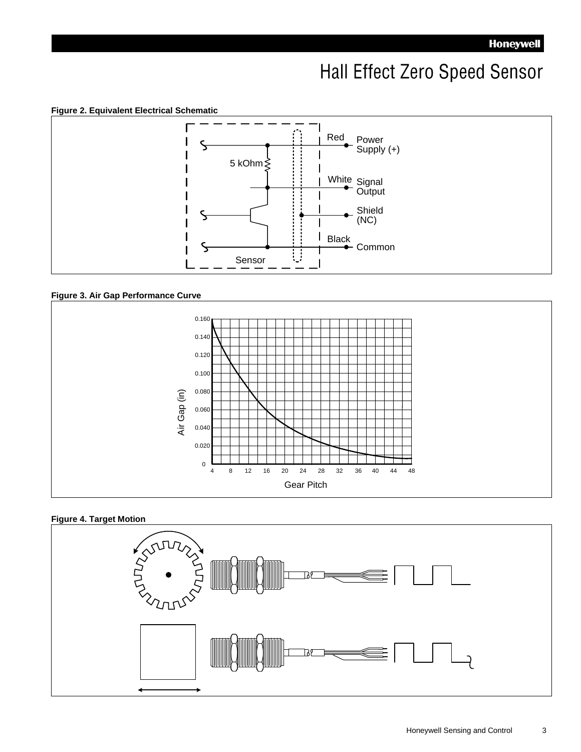**Figure 2. Equivalent Electrical Schematic**

Red — Power Supply (+)

5 kOhm

White — Signal Output

Shield (NC)

Black — Common

Sensor

**Figure 3. Air Gap Performance Curve**

Air Gap (in)

0.160
0.140
0.120
0.100
0.080
0.060
0.040
0.020
0

4 8 12 16 20 24 28 32 36 40 44 48

Gear Pitch

**Figure 4. Target Motion**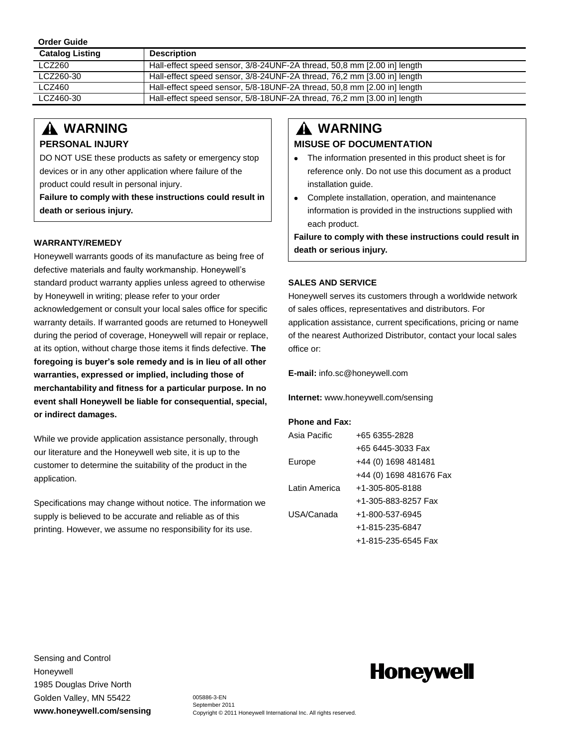**Order Guide**

| Catalog Listing | Description |
|---|---|
| LCZ260 | Hall-effect speed sensor, 3/8-24UNF-2A thread, 50,8 mm [2.00 in] length |
| LCZ260-30 | Hall-effect speed sensor, 3/8-24UNF-2A thread, 76,2 mm [3.00 in] length |
| LCZ460 | Hall-effect speed sensor, 5/8-18UNF-2A thread, 50,8 mm [2.00 in] length |
| LCZ460-30 | Hall-effect speed sensor, 5/8-18UNF-2A thread, 76,2 mm [3.00 in] length |

## ⚠ WARNING

**PERSONAL INJURY**

DO NOT USE these products as safety or emergency stop devices or in any other application where failure of the product could result in personal injury.

**Failure to comply with these instructions could result in death or serious injury.**

**WARRANTY/REMEDY**

Honeywell warrants goods of its manufacture as being free of defective materials and faulty workmanship. Honeywell's standard product warranty applies unless agreed to otherwise by Honeywell in writing; please refer to your order acknowledgement or consult your local sales office for specific warranty details. If warranted goods are returned to Honeywell during the period of coverage, Honeywell will repair or replace, at its option, without charge those items it finds defective. **The foregoing is buyer's sole remedy and is in lieu of all other warranties, expressed or implied, including those of merchantability and fitness for a particular purpose. In no event shall Honeywell be liable for consequential, special, or indirect damages.**

While we provide application assistance personally, through our literature and the Honeywell web site, it is up to the customer to determine the suitability of the product in the application.

Specifications may change without notice. The information we supply is believed to be accurate and reliable as of this printing. However, we assume no responsibility for its use.

## ⚠ WARNING

**MISUSE OF DOCUMENTATION**

- The information presented in this product sheet is for reference only. Do not use this document as a product installation guide.
- Complete installation, operation, and maintenance information is provided in the instructions supplied with each product.

**Failure to comply with these instructions could result in death or serious injury.**

**SALES AND SERVICE**

Honeywell serves its customers through a worldwide network of sales offices, representatives and distributors. For application assistance, current specifications, pricing or name of the nearest Authorized Distributor, contact your local sales office or:

**E-mail:** info.sc@honeywell.com

**Internet:** www.honeywell.com/sensing

**Phone and Fax:**

| | |
|---|---|
| Asia Pacific | +65 6355-2828 |
| | +65 6445-3033 Fax |
| Europe | +44 (0) 1698 481481 |
| | +44 (0) 1698 481676 Fax |
| Latin America | +1-305-805-8188 |
| | +1-305-883-8257 Fax |
| USA/Canada | +1-800-537-6945 |
| | +1-815-235-6847 |
| | +1-815-235-6545 Fax |

Sensing and Control
Honeywell
1985 Douglas Drive North
Golden Valley, MN 55422
**www.honeywell.com/sensing**

005886-3-EN
September 2011
Copyright © 2011 Honeywell International Inc. All rights reserved.

**Honeywell**